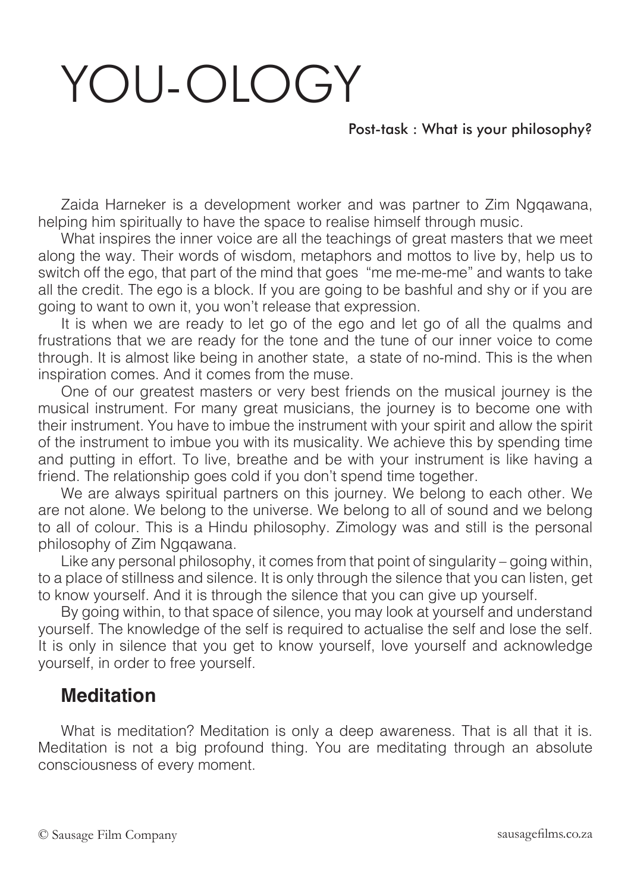# YOU-OLOGY

Post-task : What is your philosophy?

Zaida Harneker is a development worker and was partner to Zim Ngqawana, helping him spiritually to have the space to realise himself through music.

What inspires the inner voice are all the teachings of great masters that we meet along the way. Their words of wisdom, metaphors and mottos to live by, help us to switch off the ego, that part of the mind that goes "me me-me-me" and wants to take all the credit. The ego is a block. If you are going to be bashful and shy or if you are going to want to own it, you won't release that expression.

It is when we are ready to let go of the ego and let go of all the qualms and frustrations that we are ready for the tone and the tune of our inner voice to come through. It is almost like being in another state, a state of no-mind. This is the when inspiration comes. And it comes from the muse.

One of our greatest masters or very best friends on the musical journey is the musical instrument. For many great musicians, the journey is to become one with their instrument. You have to imbue the instrument with your spirit and allow the spirit of the instrument to imbue you with its musicality. We achieve this by spending time and putting in effort. To live, breathe and be with your instrument is like having a friend. The relationship goes cold if you don't spend time together.

We are always spiritual partners on this journey. We belong to each other. We are not alone. We belong to the universe. We belong to all of sound and we belong to all of colour. This is a Hindu philosophy. Zimology was and still is the personal philosophy of Zim Ngqawana.

Like any personal philosophy, it comes from that point of singularity – going within, to a place of stillness and silence. It is only through the silence that you can listen, get to know yourself. And it is through the silence that you can give up yourself.

By going within, to that space of silence, you may look at yourself and understand yourself. The knowledge of the self is required to actualise the self and lose the self. It is only in silence that you get to know yourself, love yourself and acknowledge yourself, in order to free yourself.

## Meditation

What is meditation? Meditation is only a deep awareness. That is all that it is. Meditation is not a big profound thing. You are meditating through an absolute consciousness of every moment.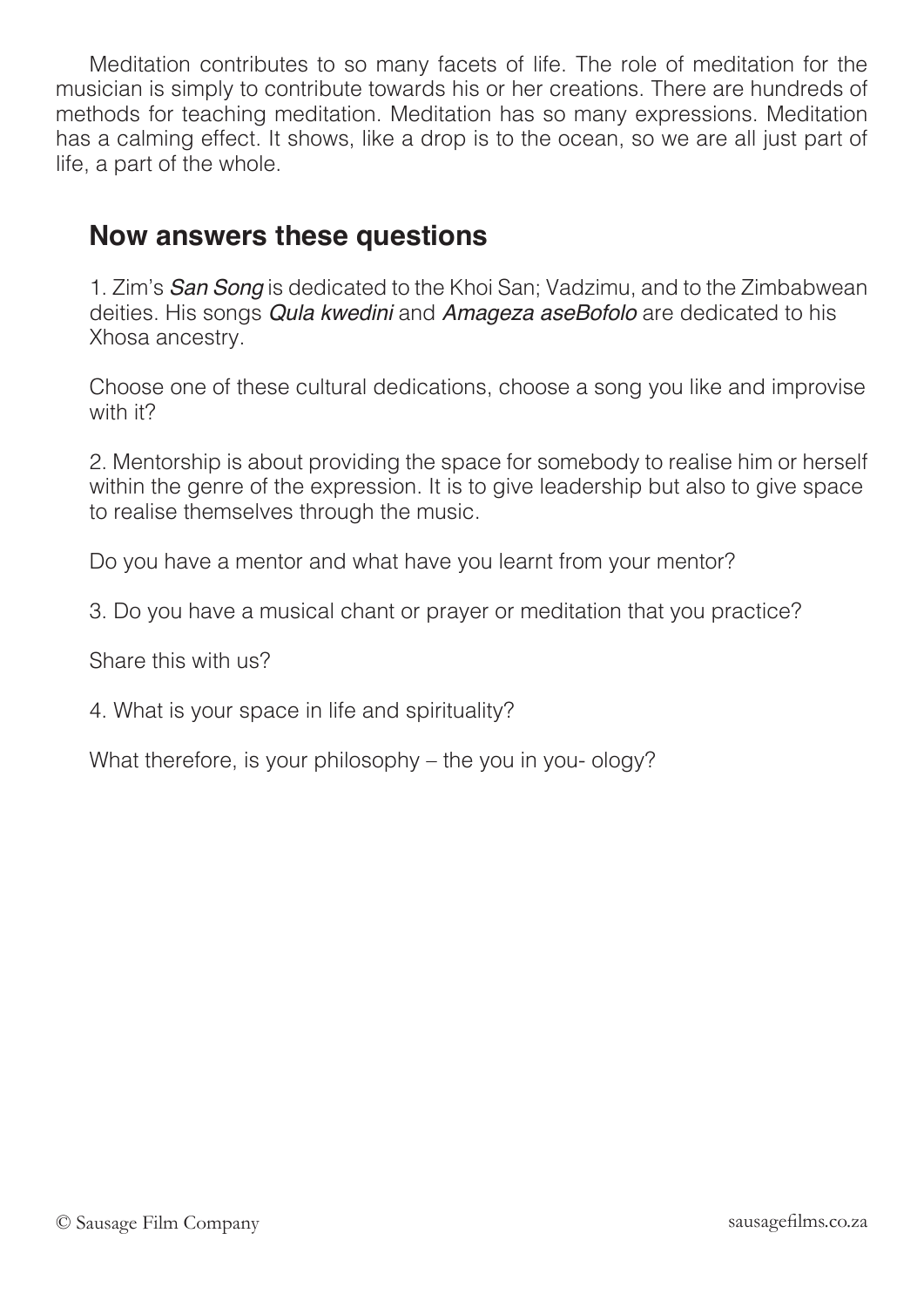Meditation contributes to so many facets of life. The role of meditation for the musician is simply to contribute towards his or her creations. There are hundreds of methods for teaching meditation. Meditation has so many expressions. Meditation has a calming effect. It shows, like a drop is to the ocean, so we are all just part of life, a part of the whole.

## Now answers these questions

1. Zim's *San Song* is dedicated to the Khoi San; Vadzimu, and to the Zimbabwean deities. His songs *Qula kwedini* and *Amageza aseBofolo* are dedicated to his Xhosa ancestry.

Choose one of these cultural dedications, choose a song you like and improvise with it?

2. Mentorship is about providing the space for somebody to realise him or herself within the genre of the expression. It is to give leadership but also to give space to realise themselves through the music.

Do you have a mentor and what have you learnt from your mentor?

3. Do you have a musical chant or prayer or meditation that you practice?

Share this with us?

4. What is your space in life and spirituality?

What therefore, is your philosophy – the you in you- ology?

© Sausage Film Company sausagefilms.co.za